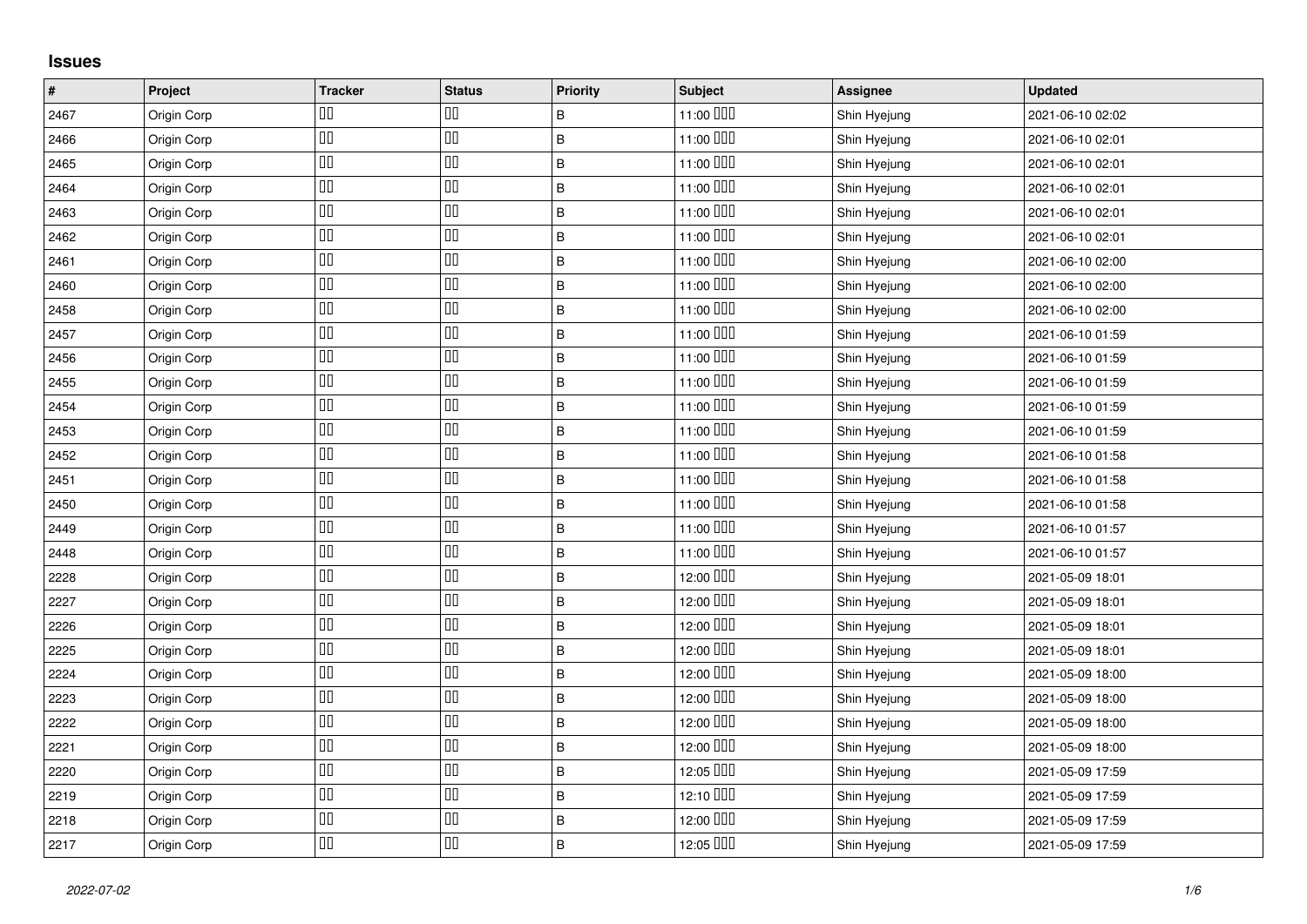## Issues

| # | Project | Tracker | Status | Priority | Subject | Assignee | Updated |
|---|---|---|---|---|---|---|---|
| 2467 | Origin Corp | □□ | □□ | B | 11:00 □□□ | Shin Hyejung | 2021-06-10 02:02 |
| 2466 | Origin Corp | □□ | □□ | B | 11:00 □□□ | Shin Hyejung | 2021-06-10 02:01 |
| 2465 | Origin Corp | □□ | □□ | B | 11:00 □□□ | Shin Hyejung | 2021-06-10 02:01 |
| 2464 | Origin Corp | □□ | □□ | B | 11:00 □□□ | Shin Hyejung | 2021-06-10 02:01 |
| 2463 | Origin Corp | □□ | □□ | B | 11:00 □□□ | Shin Hyejung | 2021-06-10 02:01 |
| 2462 | Origin Corp | □□ | □□ | B | 11:00 □□□ | Shin Hyejung | 2021-06-10 02:01 |
| 2461 | Origin Corp | □□ | □□ | B | 11:00 □□□ | Shin Hyejung | 2021-06-10 02:00 |
| 2460 | Origin Corp | □□ | □□ | B | 11:00 □□□ | Shin Hyejung | 2021-06-10 02:00 |
| 2458 | Origin Corp | □□ | □□ | B | 11:00 □□□ | Shin Hyejung | 2021-06-10 02:00 |
| 2457 | Origin Corp | □□ | □□ | B | 11:00 □□□ | Shin Hyejung | 2021-06-10 01:59 |
| 2456 | Origin Corp | □□ | □□ | B | 11:00 □□□ | Shin Hyejung | 2021-06-10 01:59 |
| 2455 | Origin Corp | □□ | □□ | B | 11:00 □□□ | Shin Hyejung | 2021-06-10 01:59 |
| 2454 | Origin Corp | □□ | □□ | B | 11:00 □□□ | Shin Hyejung | 2021-06-10 01:59 |
| 2453 | Origin Corp | □□ | □□ | B | 11:00 □□□ | Shin Hyejung | 2021-06-10 01:59 |
| 2452 | Origin Corp | □□ | □□ | B | 11:00 □□□ | Shin Hyejung | 2021-06-10 01:58 |
| 2451 | Origin Corp | □□ | □□ | B | 11:00 □□□ | Shin Hyejung | 2021-06-10 01:58 |
| 2450 | Origin Corp | □□ | □□ | B | 11:00 □□□ | Shin Hyejung | 2021-06-10 01:58 |
| 2449 | Origin Corp | □□ | □□ | B | 11:00 □□□ | Shin Hyejung | 2021-06-10 01:57 |
| 2448 | Origin Corp | □□ | □□ | B | 11:00 □□□ | Shin Hyejung | 2021-06-10 01:57 |
| 2228 | Origin Corp | □□ | □□ | B | 12:00 □□□ | Shin Hyejung | 2021-05-09 18:01 |
| 2227 | Origin Corp | □□ | □□ | B | 12:00 □□□ | Shin Hyejung | 2021-05-09 18:01 |
| 2226 | Origin Corp | □□ | □□ | B | 12:00 □□□ | Shin Hyejung | 2021-05-09 18:01 |
| 2225 | Origin Corp | □□ | □□ | B | 12:00 □□□ | Shin Hyejung | 2021-05-09 18:01 |
| 2224 | Origin Corp | □□ | □□ | B | 12:00 □□□ | Shin Hyejung | 2021-05-09 18:00 |
| 2223 | Origin Corp | □□ | □□ | B | 12:00 □□□ | Shin Hyejung | 2021-05-09 18:00 |
| 2222 | Origin Corp | □□ | □□ | B | 12:00 □□□ | Shin Hyejung | 2021-05-09 18:00 |
| 2221 | Origin Corp | □□ | □□ | B | 12:00 □□□ | Shin Hyejung | 2021-05-09 18:00 |
| 2220 | Origin Corp | □□ | □□ | B | 12:05 □□□ | Shin Hyejung | 2021-05-09 17:59 |
| 2219 | Origin Corp | □□ | □□ | B | 12:10 □□□ | Shin Hyejung | 2021-05-09 17:59 |
| 2218 | Origin Corp | □□ | □□ | B | 12:00 □□□ | Shin Hyejung | 2021-05-09 17:59 |
| 2217 | Origin Corp | □□ | □□ | B | 12:05 □□□ | Shin Hyejung | 2021-05-09 17:59 |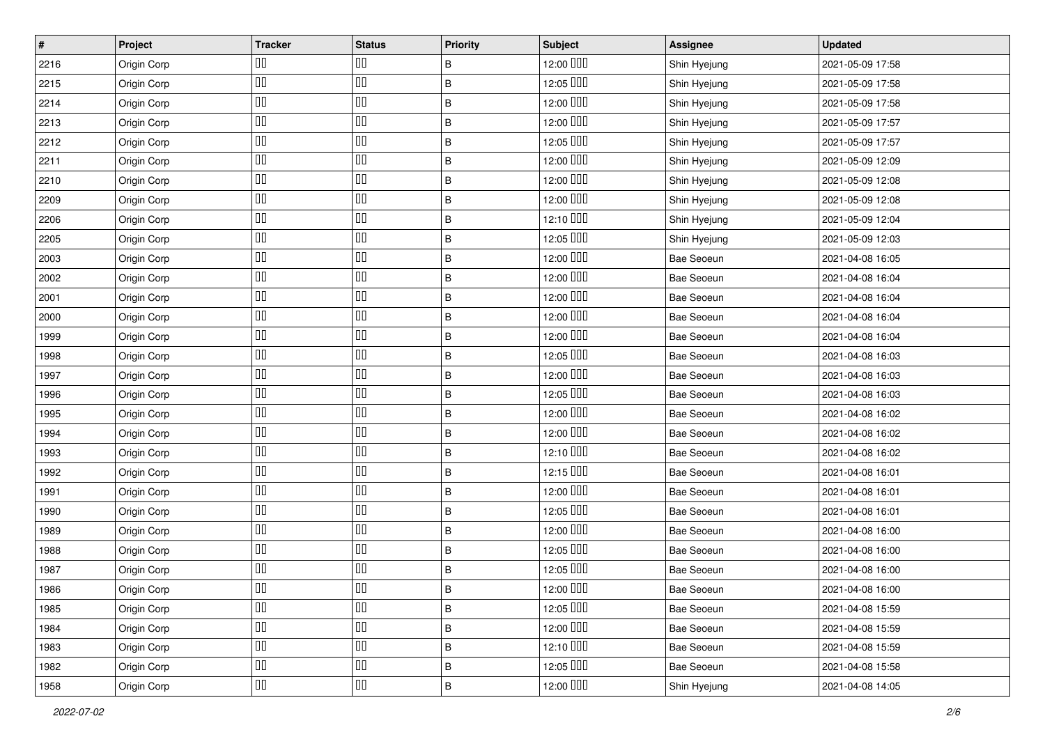| # | Project | Tracker | Status | Priority | Subject | Assignee | Updated |
|---|---|---|---|---|---|---|---|
| 2216 | Origin Corp | □□ | □□ | B | 12:00 □□□ | Shin Hyejung | 2021-05-09 17:58 |
| 2215 | Origin Corp | □□ | □□ | B | 12:05 □□□ | Shin Hyejung | 2021-05-09 17:58 |
| 2214 | Origin Corp | □□ | □□ | B | 12:00 □□□ | Shin Hyejung | 2021-05-09 17:58 |
| 2213 | Origin Corp | □□ | □□ | B | 12:00 □□□ | Shin Hyejung | 2021-05-09 17:57 |
| 2212 | Origin Corp | □□ | □□ | B | 12:05 □□□ | Shin Hyejung | 2021-05-09 17:57 |
| 2211 | Origin Corp | □□ | □□ | B | 12:00 □□□ | Shin Hyejung | 2021-05-09 12:09 |
| 2210 | Origin Corp | □□ | □□ | B | 12:00 □□□ | Shin Hyejung | 2021-05-09 12:08 |
| 2209 | Origin Corp | □□ | □□ | B | 12:00 □□□ | Shin Hyejung | 2021-05-09 12:08 |
| 2206 | Origin Corp | □□ | □□ | B | 12:10 □□□ | Shin Hyejung | 2021-05-09 12:04 |
| 2205 | Origin Corp | □□ | □□ | B | 12:05 □□□ | Shin Hyejung | 2021-05-09 12:03 |
| 2003 | Origin Corp | □□ | □□ | B | 12:00 □□□ | Bae Seoeun | 2021-04-08 16:05 |
| 2002 | Origin Corp | □□ | □□ | B | 12:00 □□□ | Bae Seoeun | 2021-04-08 16:04 |
| 2001 | Origin Corp | □□ | □□ | B | 12:00 □□□ | Bae Seoeun | 2021-04-08 16:04 |
| 2000 | Origin Corp | □□ | □□ | B | 12:00 □□□ | Bae Seoeun | 2021-04-08 16:04 |
| 1999 | Origin Corp | □□ | □□ | B | 12:00 □□□ | Bae Seoeun | 2021-04-08 16:04 |
| 1998 | Origin Corp | □□ | □□ | B | 12:05 □□□ | Bae Seoeun | 2021-04-08 16:03 |
| 1997 | Origin Corp | □□ | □□ | B | 12:00 □□□ | Bae Seoeun | 2021-04-08 16:03 |
| 1996 | Origin Corp | □□ | □□ | B | 12:05 □□□ | Bae Seoeun | 2021-04-08 16:03 |
| 1995 | Origin Corp | □□ | □□ | B | 12:00 □□□ | Bae Seoeun | 2021-04-08 16:02 |
| 1994 | Origin Corp | □□ | □□ | B | 12:00 □□□ | Bae Seoeun | 2021-04-08 16:02 |
| 1993 | Origin Corp | □□ | □□ | B | 12:10 □□□ | Bae Seoeun | 2021-04-08 16:02 |
| 1992 | Origin Corp | □□ | □□ | B | 12:15 □□□ | Bae Seoeun | 2021-04-08 16:01 |
| 1991 | Origin Corp | □□ | □□ | B | 12:00 □□□ | Bae Seoeun | 2021-04-08 16:01 |
| 1990 | Origin Corp | □□ | □□ | B | 12:05 □□□ | Bae Seoeun | 2021-04-08 16:01 |
| 1989 | Origin Corp | □□ | □□ | B | 12:00 □□□ | Bae Seoeun | 2021-04-08 16:00 |
| 1988 | Origin Corp | □□ | □□ | B | 12:05 □□□ | Bae Seoeun | 2021-04-08 16:00 |
| 1987 | Origin Corp | □□ | □□ | B | 12:05 □□□ | Bae Seoeun | 2021-04-08 16:00 |
| 1986 | Origin Corp | □□ | □□ | B | 12:00 □□□ | Bae Seoeun | 2021-04-08 16:00 |
| 1985 | Origin Corp | □□ | □□ | B | 12:05 □□□ | Bae Seoeun | 2021-04-08 15:59 |
| 1984 | Origin Corp | □□ | □□ | B | 12:00 □□□ | Bae Seoeun | 2021-04-08 15:59 |
| 1983 | Origin Corp | □□ | □□ | B | 12:10 □□□ | Bae Seoeun | 2021-04-08 15:59 |
| 1982 | Origin Corp | □□ | □□ | B | 12:05 □□□ | Bae Seoeun | 2021-04-08 15:58 |
| 1958 | Origin Corp | □□ | □□ | B | 12:00 □□□ | Shin Hyejung | 2021-04-08 14:05 |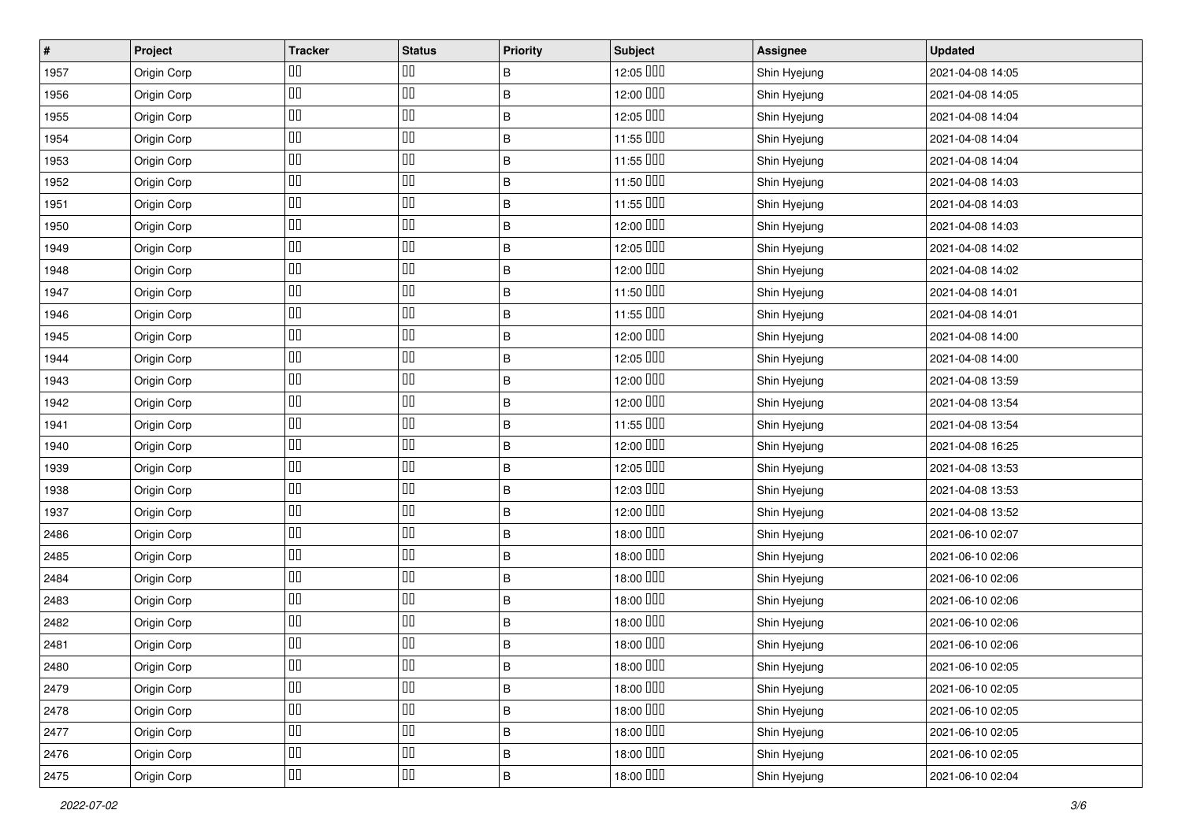| # | Project | Tracker | Status | Priority | Subject | Assignee | Updated |
|---|---|---|---|---|---|---|---|
| 1957 | Origin Corp | □□ | □□ | B | 12:05 □□□ | Shin Hyejung | 2021-04-08 14:05 |
| 1956 | Origin Corp | □□ | □□ | B | 12:00 □□□ | Shin Hyejung | 2021-04-08 14:05 |
| 1955 | Origin Corp | □□ | □□ | B | 12:05 □□□ | Shin Hyejung | 2021-04-08 14:04 |
| 1954 | Origin Corp | □□ | □□ | B | 11:55 □□□ | Shin Hyejung | 2021-04-08 14:04 |
| 1953 | Origin Corp | □□ | □□ | B | 11:55 □□□ | Shin Hyejung | 2021-04-08 14:04 |
| 1952 | Origin Corp | □□ | □□ | B | 11:50 □□□ | Shin Hyejung | 2021-04-08 14:03 |
| 1951 | Origin Corp | □□ | □□ | B | 11:55 □□□ | Shin Hyejung | 2021-04-08 14:03 |
| 1950 | Origin Corp | □□ | □□ | B | 12:00 □□□ | Shin Hyejung | 2021-04-08 14:03 |
| 1949 | Origin Corp | □□ | □□ | B | 12:05 □□□ | Shin Hyejung | 2021-04-08 14:02 |
| 1948 | Origin Corp | □□ | □□ | B | 12:00 □□□ | Shin Hyejung | 2021-04-08 14:02 |
| 1947 | Origin Corp | □□ | □□ | B | 11:50 □□□ | Shin Hyejung | 2021-04-08 14:01 |
| 1946 | Origin Corp | □□ | □□ | B | 11:55 □□□ | Shin Hyejung | 2021-04-08 14:01 |
| 1945 | Origin Corp | □□ | □□ | B | 12:00 □□□ | Shin Hyejung | 2021-04-08 14:00 |
| 1944 | Origin Corp | □□ | □□ | B | 12:05 □□□ | Shin Hyejung | 2021-04-08 14:00 |
| 1943 | Origin Corp | □□ | □□ | B | 12:00 □□□ | Shin Hyejung | 2021-04-08 13:59 |
| 1942 | Origin Corp | □□ | □□ | B | 12:00 □□□ | Shin Hyejung | 2021-04-08 13:54 |
| 1941 | Origin Corp | □□ | □□ | B | 11:55 □□□ | Shin Hyejung | 2021-04-08 13:54 |
| 1940 | Origin Corp | □□ | □□ | B | 12:00 □□□ | Shin Hyejung | 2021-04-08 16:25 |
| 1939 | Origin Corp | □□ | □□ | B | 12:05 □□□ | Shin Hyejung | 2021-04-08 13:53 |
| 1938 | Origin Corp | □□ | □□ | B | 12:03 □□□ | Shin Hyejung | 2021-04-08 13:53 |
| 1937 | Origin Corp | □□ | □□ | B | 12:00 □□□ | Shin Hyejung | 2021-04-08 13:52 |
| 2486 | Origin Corp | □□ | □□ | B | 18:00 □□□ | Shin Hyejung | 2021-06-10 02:07 |
| 2485 | Origin Corp | □□ | □□ | B | 18:00 □□□ | Shin Hyejung | 2021-06-10 02:06 |
| 2484 | Origin Corp | □□ | □□ | B | 18:00 □□□ | Shin Hyejung | 2021-06-10 02:06 |
| 2483 | Origin Corp | □□ | □□ | B | 18:00 □□□ | Shin Hyejung | 2021-06-10 02:06 |
| 2482 | Origin Corp | □□ | □□ | B | 18:00 □□□ | Shin Hyejung | 2021-06-10 02:06 |
| 2481 | Origin Corp | □□ | □□ | B | 18:00 □□□ | Shin Hyejung | 2021-06-10 02:06 |
| 2480 | Origin Corp | □□ | □□ | B | 18:00 □□□ | Shin Hyejung | 2021-06-10 02:05 |
| 2479 | Origin Corp | □□ | □□ | B | 18:00 □□□ | Shin Hyejung | 2021-06-10 02:05 |
| 2478 | Origin Corp | □□ | □□ | B | 18:00 □□□ | Shin Hyejung | 2021-06-10 02:05 |
| 2477 | Origin Corp | □□ | □□ | B | 18:00 □□□ | Shin Hyejung | 2021-06-10 02:05 |
| 2476 | Origin Corp | □□ | □□ | B | 18:00 □□□ | Shin Hyejung | 2021-06-10 02:05 |
| 2475 | Origin Corp | □□ | □□ | B | 18:00 □□□ | Shin Hyejung | 2021-06-10 02:04 |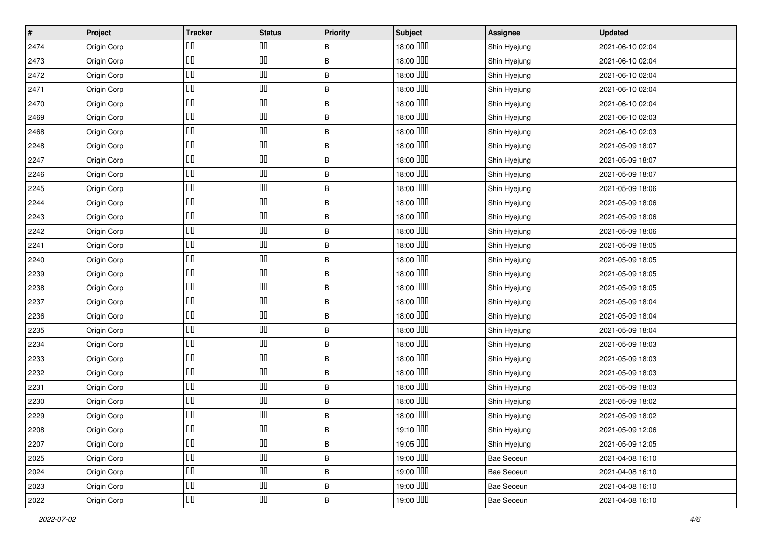| # | Project | Tracker | Status | Priority | Subject | Assignee | Updated |
|---|---|---|---|---|---|---|---|
| 2474 | Origin Corp | □□ | □□ | B | 18:00 □□□ | Shin Hyejung | 2021-06-10 02:04 |
| 2473 | Origin Corp | □□ | □□ | B | 18:00 □□□ | Shin Hyejung | 2021-06-10 02:04 |
| 2472 | Origin Corp | □□ | □□ | B | 18:00 □□□ | Shin Hyejung | 2021-06-10 02:04 |
| 2471 | Origin Corp | □□ | □□ | B | 18:00 □□□ | Shin Hyejung | 2021-06-10 02:04 |
| 2470 | Origin Corp | □□ | □□ | B | 18:00 □□□ | Shin Hyejung | 2021-06-10 02:04 |
| 2469 | Origin Corp | □□ | □□ | B | 18:00 □□□ | Shin Hyejung | 2021-06-10 02:03 |
| 2468 | Origin Corp | □□ | □□ | B | 18:00 □□□ | Shin Hyejung | 2021-06-10 02:03 |
| 2248 | Origin Corp | □□ | □□ | B | 18:00 □□□ | Shin Hyejung | 2021-05-09 18:07 |
| 2247 | Origin Corp | □□ | □□ | B | 18:00 □□□ | Shin Hyejung | 2021-05-09 18:07 |
| 2246 | Origin Corp | □□ | □□ | B | 18:00 □□□ | Shin Hyejung | 2021-05-09 18:07 |
| 2245 | Origin Corp | □□ | □□ | B | 18:00 □□□ | Shin Hyejung | 2021-05-09 18:06 |
| 2244 | Origin Corp | □□ | □□ | B | 18:00 □□□ | Shin Hyejung | 2021-05-09 18:06 |
| 2243 | Origin Corp | □□ | □□ | B | 18:00 □□□ | Shin Hyejung | 2021-05-09 18:06 |
| 2242 | Origin Corp | □□ | □□ | B | 18:00 □□□ | Shin Hyejung | 2021-05-09 18:06 |
| 2241 | Origin Corp | □□ | □□ | B | 18:00 □□□ | Shin Hyejung | 2021-05-09 18:05 |
| 2240 | Origin Corp | □□ | □□ | B | 18:00 □□□ | Shin Hyejung | 2021-05-09 18:05 |
| 2239 | Origin Corp | □□ | □□ | B | 18:00 □□□ | Shin Hyejung | 2021-05-09 18:05 |
| 2238 | Origin Corp | □□ | □□ | B | 18:00 □□□ | Shin Hyejung | 2021-05-09 18:05 |
| 2237 | Origin Corp | □□ | □□ | B | 18:00 □□□ | Shin Hyejung | 2021-05-09 18:04 |
| 2236 | Origin Corp | □□ | □□ | B | 18:00 □□□ | Shin Hyejung | 2021-05-09 18:04 |
| 2235 | Origin Corp | □□ | □□ | B | 18:00 □□□ | Shin Hyejung | 2021-05-09 18:04 |
| 2234 | Origin Corp | □□ | □□ | B | 18:00 □□□ | Shin Hyejung | 2021-05-09 18:03 |
| 2233 | Origin Corp | □□ | □□ | B | 18:00 □□□ | Shin Hyejung | 2021-05-09 18:03 |
| 2232 | Origin Corp | □□ | □□ | B | 18:00 □□□ | Shin Hyejung | 2021-05-09 18:03 |
| 2231 | Origin Corp | □□ | □□ | B | 18:00 □□□ | Shin Hyejung | 2021-05-09 18:03 |
| 2230 | Origin Corp | □□ | □□ | B | 18:00 □□□ | Shin Hyejung | 2021-05-09 18:02 |
| 2229 | Origin Corp | □□ | □□ | B | 18:00 □□□ | Shin Hyejung | 2021-05-09 18:02 |
| 2208 | Origin Corp | □□ | □□ | B | 19:10 □□□ | Shin Hyejung | 2021-05-09 12:06 |
| 2207 | Origin Corp | □□ | □□ | B | 19:05 □□□ | Shin Hyejung | 2021-05-09 12:05 |
| 2025 | Origin Corp | □□ | □□ | B | 19:00 □□□ | Bae Seoeun | 2021-04-08 16:10 |
| 2024 | Origin Corp | □□ | □□ | B | 19:00 □□□ | Bae Seoeun | 2021-04-08 16:10 |
| 2023 | Origin Corp | □□ | □□ | B | 19:00 □□□ | Bae Seoeun | 2021-04-08 16:10 |
| 2022 | Origin Corp | □□ | □□ | B | 19:00 □□□ | Bae Seoeun | 2021-04-08 16:10 |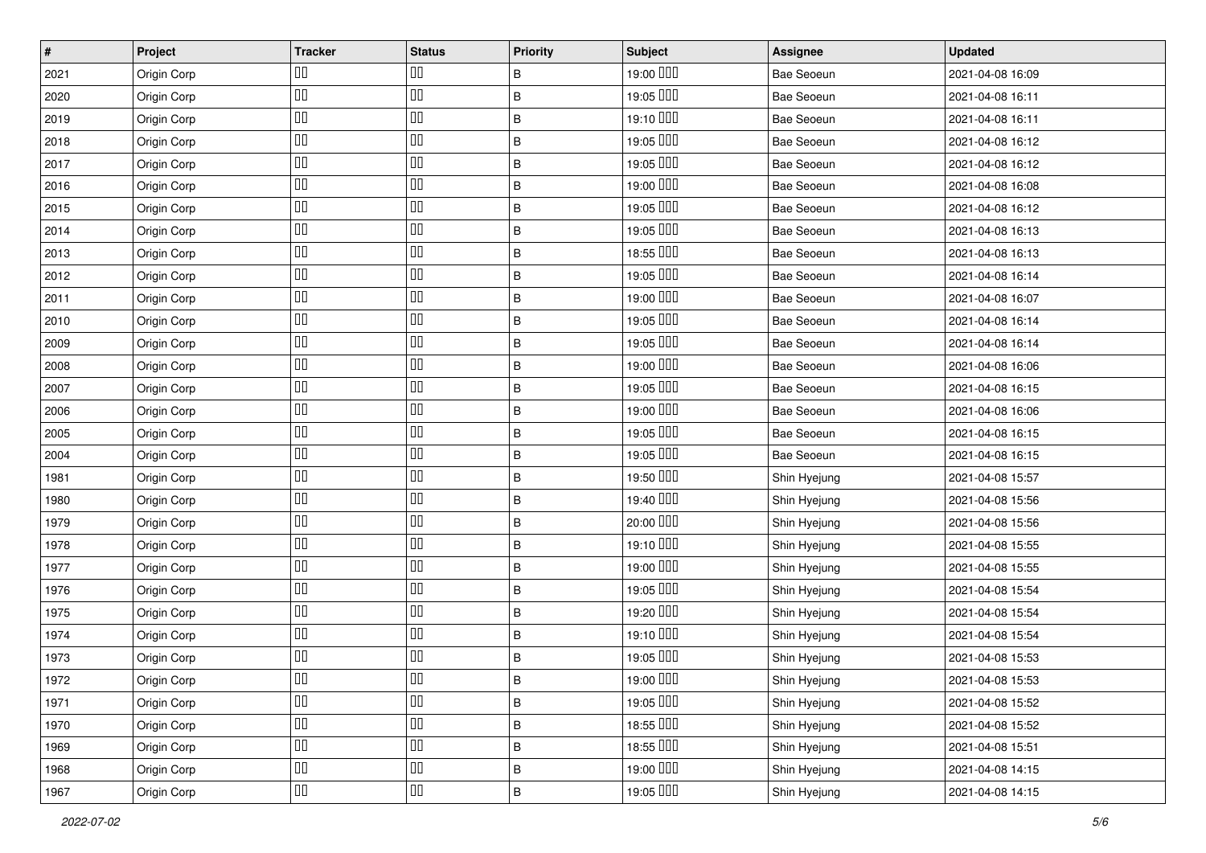| # | Project | Tracker | Status | Priority | Subject | Assignee | Updated |
|---|---|---|---|---|---|---|---|
| 2021 | Origin Corp | □□ | □□ | B | 19:00 □□□ | Bae Seoeun | 2021-04-08 16:09 |
| 2020 | Origin Corp | □□ | □□ | B | 19:05 □□□ | Bae Seoeun | 2021-04-08 16:11 |
| 2019 | Origin Corp | □□ | □□ | B | 19:10 □□□ | Bae Seoeun | 2021-04-08 16:11 |
| 2018 | Origin Corp | □□ | □□ | B | 19:05 □□□ | Bae Seoeun | 2021-04-08 16:12 |
| 2017 | Origin Corp | □□ | □□ | B | 19:05 □□□ | Bae Seoeun | 2021-04-08 16:12 |
| 2016 | Origin Corp | □□ | □□ | B | 19:00 □□□ | Bae Seoeun | 2021-04-08 16:08 |
| 2015 | Origin Corp | □□ | □□ | B | 19:05 □□□ | Bae Seoeun | 2021-04-08 16:12 |
| 2014 | Origin Corp | □□ | □□ | B | 19:05 □□□ | Bae Seoeun | 2021-04-08 16:13 |
| 2013 | Origin Corp | □□ | □□ | B | 18:55 □□□ | Bae Seoeun | 2021-04-08 16:13 |
| 2012 | Origin Corp | □□ | □□ | B | 19:05 □□□ | Bae Seoeun | 2021-04-08 16:14 |
| 2011 | Origin Corp | □□ | □□ | B | 19:00 □□□ | Bae Seoeun | 2021-04-08 16:07 |
| 2010 | Origin Corp | □□ | □□ | B | 19:05 □□□ | Bae Seoeun | 2021-04-08 16:14 |
| 2009 | Origin Corp | □□ | □□ | B | 19:05 □□□ | Bae Seoeun | 2021-04-08 16:14 |
| 2008 | Origin Corp | □□ | □□ | B | 19:00 □□□ | Bae Seoeun | 2021-04-08 16:06 |
| 2007 | Origin Corp | □□ | □□ | B | 19:05 □□□ | Bae Seoeun | 2021-04-08 16:15 |
| 2006 | Origin Corp | □□ | □□ | B | 19:00 □□□ | Bae Seoeun | 2021-04-08 16:06 |
| 2005 | Origin Corp | □□ | □□ | B | 19:05 □□□ | Bae Seoeun | 2021-04-08 16:15 |
| 2004 | Origin Corp | □□ | □□ | B | 19:05 □□□ | Bae Seoeun | 2021-04-08 16:15 |
| 1981 | Origin Corp | □□ | □□ | B | 19:50 □□□ | Shin Hyejung | 2021-04-08 15:57 |
| 1980 | Origin Corp | □□ | □□ | B | 19:40 □□□ | Shin Hyejung | 2021-04-08 15:56 |
| 1979 | Origin Corp | □□ | □□ | B | 20:00 □□□ | Shin Hyejung | 2021-04-08 15:56 |
| 1978 | Origin Corp | □□ | □□ | B | 19:10 □□□ | Shin Hyejung | 2021-04-08 15:55 |
| 1977 | Origin Corp | □□ | □□ | B | 19:00 □□□ | Shin Hyejung | 2021-04-08 15:55 |
| 1976 | Origin Corp | □□ | □□ | B | 19:05 □□□ | Shin Hyejung | 2021-04-08 15:54 |
| 1975 | Origin Corp | □□ | □□ | B | 19:20 □□□ | Shin Hyejung | 2021-04-08 15:54 |
| 1974 | Origin Corp | □□ | □□ | B | 19:10 □□□ | Shin Hyejung | 2021-04-08 15:54 |
| 1973 | Origin Corp | □□ | □□ | B | 19:05 □□□ | Shin Hyejung | 2021-04-08 15:53 |
| 1972 | Origin Corp | □□ | □□ | B | 19:00 □□□ | Shin Hyejung | 2021-04-08 15:53 |
| 1971 | Origin Corp | □□ | □□ | B | 19:05 □□□ | Shin Hyejung | 2021-04-08 15:52 |
| 1970 | Origin Corp | □□ | □□ | B | 18:55 □□□ | Shin Hyejung | 2021-04-08 15:52 |
| 1969 | Origin Corp | □□ | □□ | B | 18:55 □□□ | Shin Hyejung | 2021-04-08 15:51 |
| 1968 | Origin Corp | □□ | □□ | B | 19:00 □□□ | Shin Hyejung | 2021-04-08 14:15 |
| 1967 | Origin Corp | □□ | □□ | B | 19:05 □□□ | Shin Hyejung | 2021-04-08 14:15 |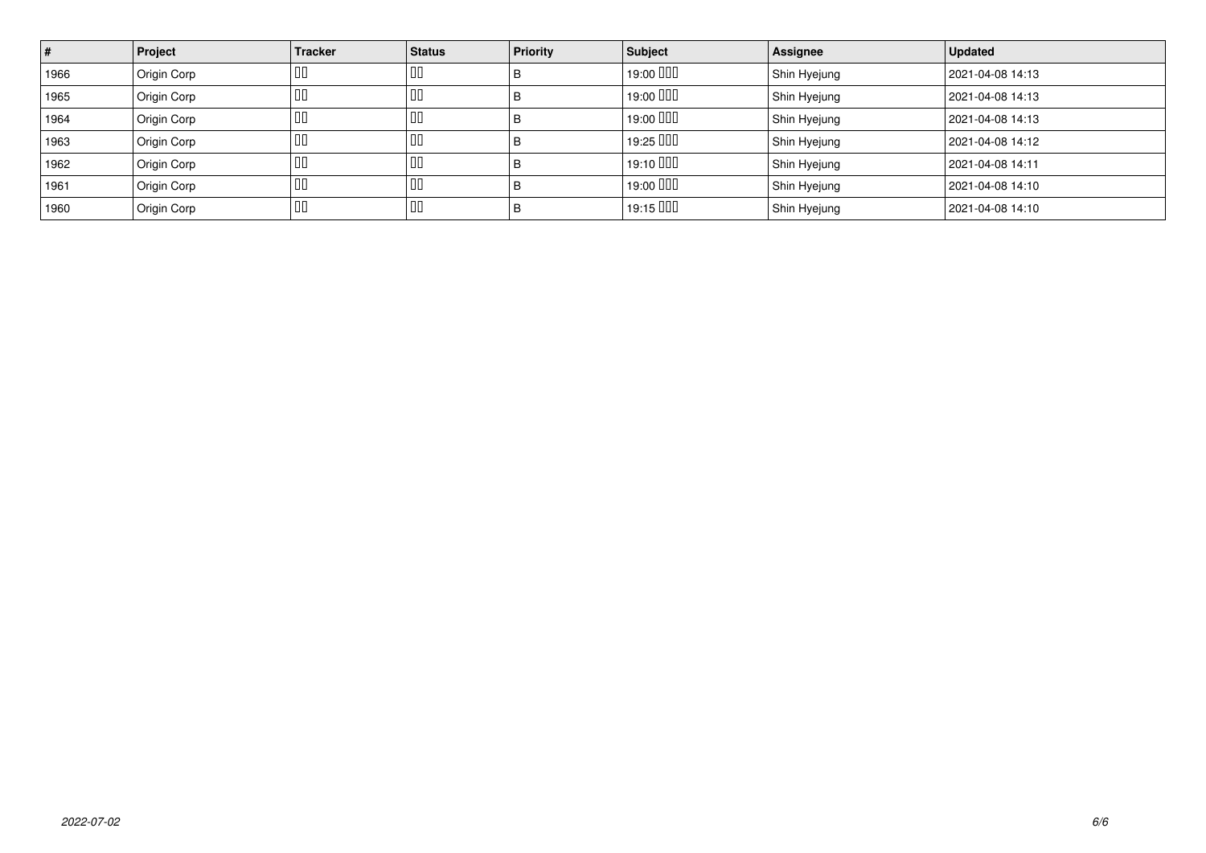| # | Project | Tracker | Status | Priority | Subject | Assignee | Updated |
|---|---|---|---|---|---|---|---|
| 1966 | Origin Corp | □□ | □□ | B | 19:00 □□□ | Shin Hyejung | 2021-04-08 14:13 |
| 1965 | Origin Corp | □□ | □□ | B | 19:00 □□□ | Shin Hyejung | 2021-04-08 14:13 |
| 1964 | Origin Corp | □□ | □□ | B | 19:00 □□□ | Shin Hyejung | 2021-04-08 14:13 |
| 1963 | Origin Corp | □□ | □□ | B | 19:25 □□□ | Shin Hyejung | 2021-04-08 14:12 |
| 1962 | Origin Corp | □□ | □□ | B | 19:10 □□□ | Shin Hyejung | 2021-04-08 14:11 |
| 1961 | Origin Corp | □□ | □□ | B | 19:00 □□□ | Shin Hyejung | 2021-04-08 14:10 |
| 1960 | Origin Corp | □□ | □□ | B | 19:15 □□□ | Shin Hyejung | 2021-04-08 14:10 |